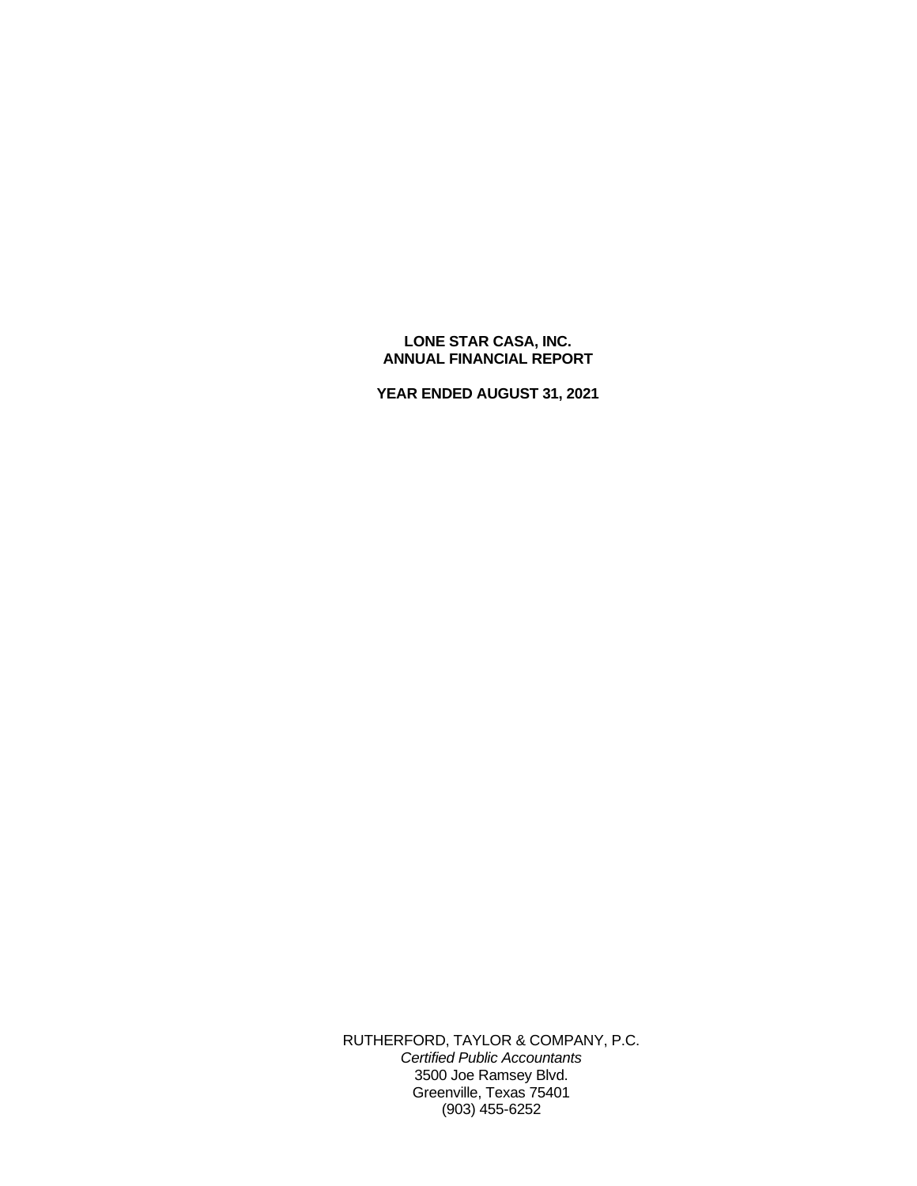# LONE STAR CASA, INC.
# ANNUAL FINANCIAL REPORT

**YEAR ENDED AUGUST 31, 2021**

RUTHERFORD, TAYLOR & COMPANY, P.C.
*Certified Public Accountants*
3500 Joe Ramsey Blvd.
Greenville, Texas 75401
(903) 455-6252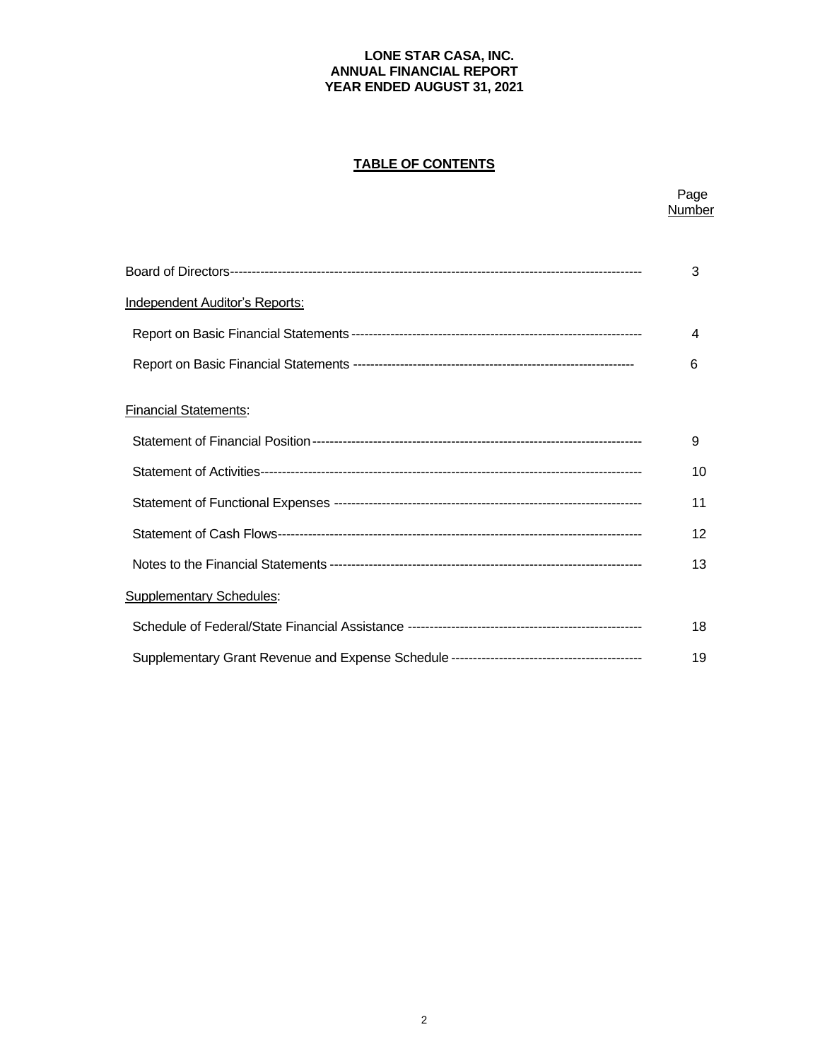**LONE STAR CASA, INC.**
**ANNUAL FINANCIAL REPORT**
**YEAR ENDED AUGUST 31, 2021**

## TABLE OF CONTENTS

| | Page Number |
|---|---|
| Board of Directors | 3 |
| Independent Auditor's Reports: | |
| Report on Basic Financial Statements | 4 |
| Report on Basic Financial Statements | 6 |
| Financial Statements: | |
| Statement of Financial Position | 9 |
| Statement of Activities | 10 |
| Statement of Functional Expenses | 11 |
| Statement of Cash Flows | 12 |
| Notes to the Financial Statements | 13 |
| Supplementary Schedules: | |
| Schedule of Federal/State Financial Assistance | 18 |
| Supplementary Grant Revenue and Expense Schedule | 19 |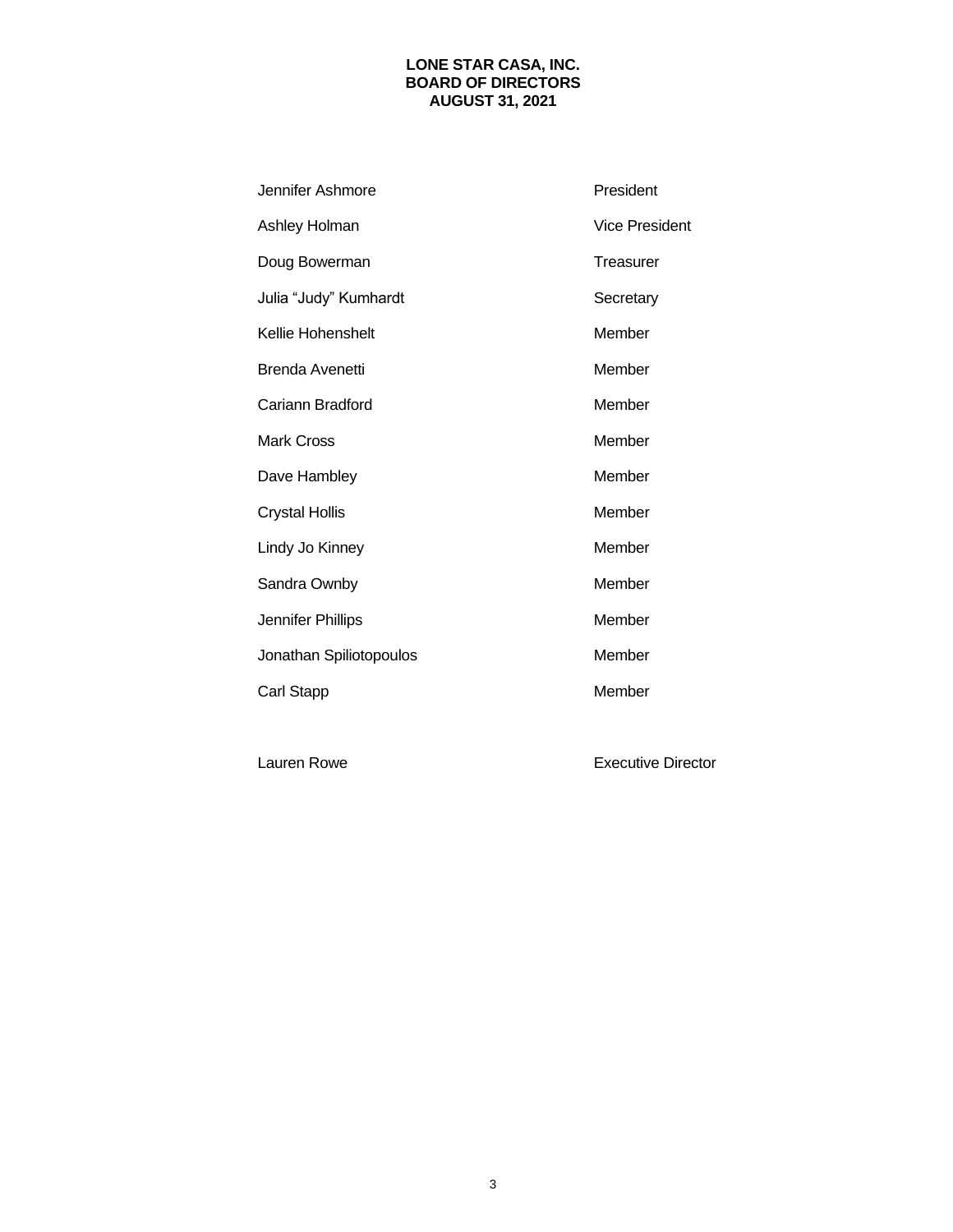# LONE STAR CASA, INC.
## BOARD OF DIRECTORS
## AUGUST 31, 2021

| | |
|---|---|
| Jennifer Ashmore | President |
| Ashley Holman | Vice President |
| Doug Bowerman | Treasurer |
| Julia "Judy" Kumhardt | Secretary |
| Kellie Hohenshelt | Member |
| Brenda Avenetti | Member |
| Cariann Bradford | Member |
| Mark Cross | Member |
| Dave Hambley | Member |
| Crystal Hollis | Member |
| Lindy Jo Kinney | Member |
| Sandra Ownby | Member |
| Jennifer Phillips | Member |
| Jonathan Spiliotopoulos | Member |
| Carl Stapp | Member |
| | |
| Lauren Rowe | Executive Director |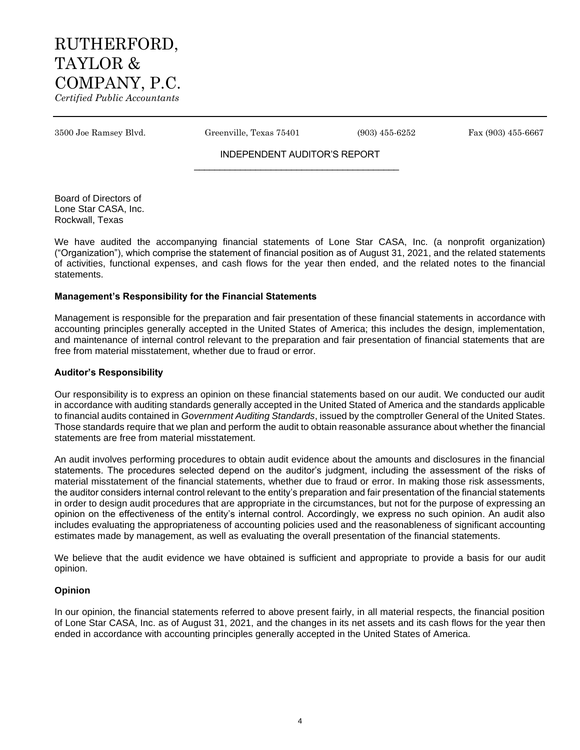# RUTHERFORD, TAYLOR & COMPANY, P.C.

*Certified Public Accountants*

3500 Joe Ramsey Blvd. Greenville, Texas 75401 (903) 455-6252 Fax (903) 455-6667

## INDEPENDENT AUDITOR'S REPORT

Board of Directors of
Lone Star CASA, Inc.
Rockwall, Texas

We have audited the accompanying financial statements of Lone Star CASA, Inc. (a nonprofit organization) ("Organization"), which comprise the statement of financial position as of August 31, 2021, and the related statements of activities, functional expenses, and cash flows for the year then ended, and the related notes to the financial statements.

### Management's Responsibility for the Financial Statements

Management is responsible for the preparation and fair presentation of these financial statements in accordance with accounting principles generally accepted in the United States of America; this includes the design, implementation, and maintenance of internal control relevant to the preparation and fair presentation of financial statements that are free from material misstatement, whether due to fraud or error.

### Auditor's Responsibility

Our responsibility is to express an opinion on these financial statements based on our audit. We conducted our audit in accordance with auditing standards generally accepted in the United Stated of America and the standards applicable to financial audits contained in *Government Auditing Standards*, issued by the comptroller General of the United States. Those standards require that we plan and perform the audit to obtain reasonable assurance about whether the financial statements are free from material misstatement.

An audit involves performing procedures to obtain audit evidence about the amounts and disclosures in the financial statements. The procedures selected depend on the auditor's judgment, including the assessment of the risks of material misstatement of the financial statements, whether due to fraud or error. In making those risk assessments, the auditor considers internal control relevant to the entity's preparation and fair presentation of the financial statements in order to design audit procedures that are appropriate in the circumstances, but not for the purpose of expressing an opinion on the effectiveness of the entity's internal control. Accordingly, we express no such opinion. An audit also includes evaluating the appropriateness of accounting policies used and the reasonableness of significant accounting estimates made by management, as well as evaluating the overall presentation of the financial statements.

We believe that the audit evidence we have obtained is sufficient and appropriate to provide a basis for our audit opinion.

### Opinion

In our opinion, the financial statements referred to above present fairly, in all material respects, the financial position of Lone Star CASA, Inc. as of August 31, 2021, and the changes in its net assets and its cash flows for the year then ended in accordance with accounting principles generally accepted in the United States of America.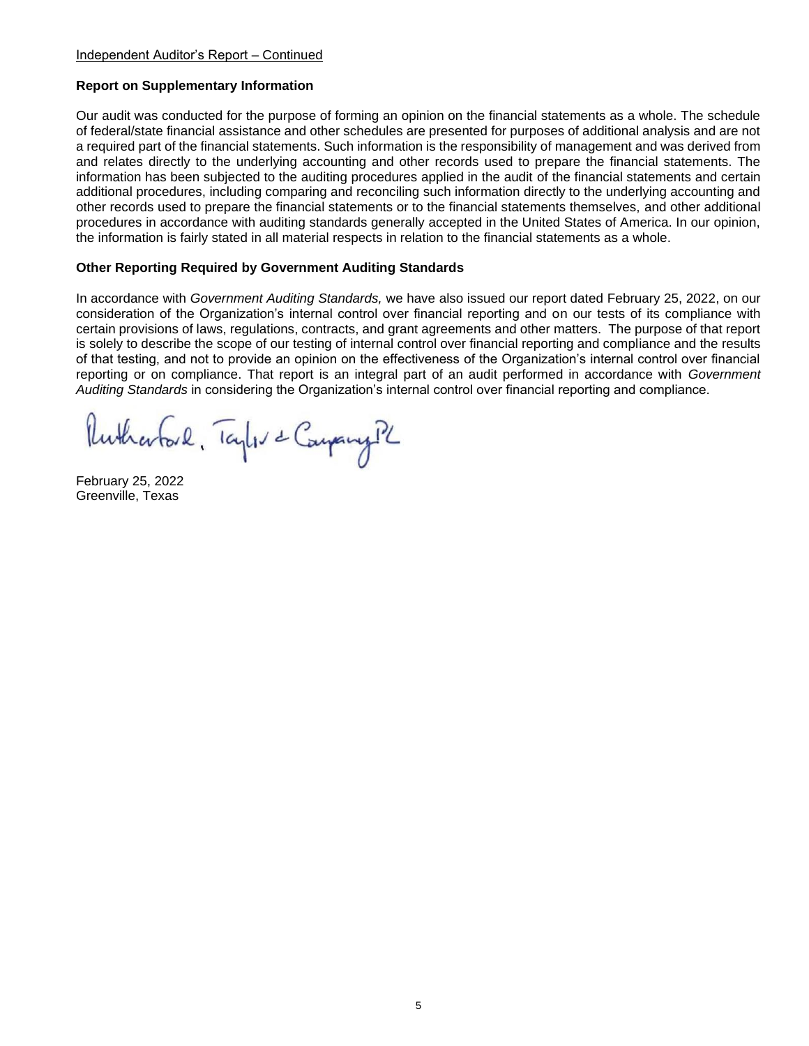Independent Auditor's Report – Continued

**Report on Supplementary Information**

Our audit was conducted for the purpose of forming an opinion on the financial statements as a whole. The schedule of federal/state financial assistance and other schedules are presented for purposes of additional analysis and are not a required part of the financial statements. Such information is the responsibility of management and was derived from and relates directly to the underlying accounting and other records used to prepare the financial statements. The information has been subjected to the auditing procedures applied in the audit of the financial statements and certain additional procedures, including comparing and reconciling such information directly to the underlying accounting and other records used to prepare the financial statements or to the financial statements themselves, and other additional procedures in accordance with auditing standards generally accepted in the United States of America. In our opinion, the information is fairly stated in all material respects in relation to the financial statements as a whole.

**Other Reporting Required by Government Auditing Standards**

In accordance with *Government Auditing Standards,* we have also issued our report dated February 25, 2022, on our consideration of the Organization's internal control over financial reporting and on our tests of its compliance with certain provisions of laws, regulations, contracts, and grant agreements and other matters. The purpose of that report is solely to describe the scope of our testing of internal control over financial reporting and compliance and the results of that testing, and not to provide an opinion on the effectiveness of the Organization's internal control over financial reporting or on compliance. That report is an integral part of an audit performed in accordance with *Government Auditing Standards* in considering the Organization's internal control over financial reporting and compliance.

Rutherford, Taylor & Company PC

February 25, 2022
Greenville, Texas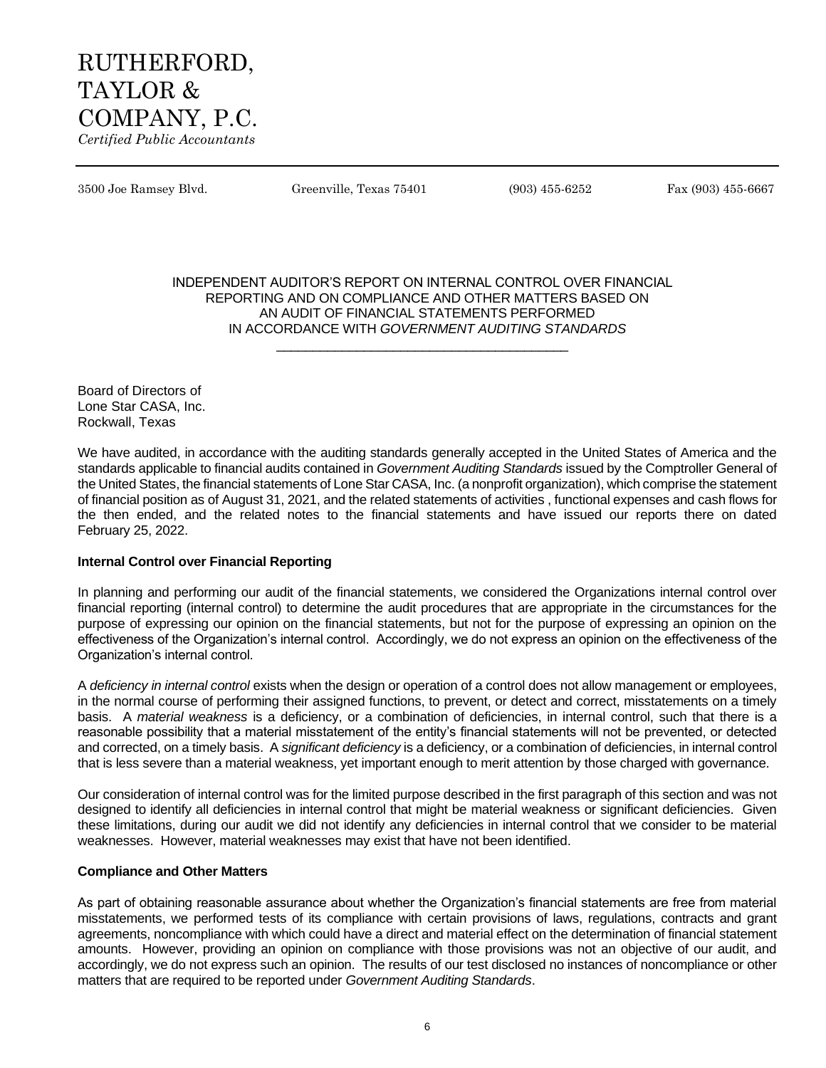RUTHERFORD,
TAYLOR &
COMPANY, P.C.
*Certified Public Accountants*

3500 Joe Ramsey Blvd. Greenville, Texas 75401 (903) 455-6252 Fax (903) 455-6667

## INDEPENDENT AUDITOR'S REPORT ON INTERNAL CONTROL OVER FINANCIAL REPORTING AND ON COMPLIANCE AND OTHER MATTERS BASED ON AN AUDIT OF FINANCIAL STATEMENTS PERFORMED IN ACCORDANCE WITH *GOVERNMENT AUDITING STANDARDS*

Board of Directors of
Lone Star CASA, Inc.
Rockwall, Texas

We have audited, in accordance with the auditing standards generally accepted in the United States of America and the standards applicable to financial audits contained in *Government Auditing Standards* issued by the Comptroller General of the United States, the financial statements of Lone Star CASA, Inc. (a nonprofit organization), which comprise the statement of financial position as of August 31, 2021, and the related statements of activities , functional expenses and cash flows for the then ended, and the related notes to the financial statements and have issued our reports there on dated February 25, 2022.

**Internal Control over Financial Reporting**

In planning and performing our audit of the financial statements, we considered the Organizations internal control over financial reporting (internal control) to determine the audit procedures that are appropriate in the circumstances for the purpose of expressing our opinion on the financial statements, but not for the purpose of expressing an opinion on the effectiveness of the Organization's internal control. Accordingly, we do not express an opinion on the effectiveness of the Organization's internal control.

A *deficiency in internal control* exists when the design or operation of a control does not allow management or employees, in the normal course of performing their assigned functions, to prevent, or detect and correct, misstatements on a timely basis. A *material weakness* is a deficiency, or a combination of deficiencies, in internal control, such that there is a reasonable possibility that a material misstatement of the entity's financial statements will not be prevented, or detected and corrected, on a timely basis. A *significant deficiency* is a deficiency, or a combination of deficiencies, in internal control that is less severe than a material weakness, yet important enough to merit attention by those charged with governance.

Our consideration of internal control was for the limited purpose described in the first paragraph of this section and was not designed to identify all deficiencies in internal control that might be material weakness or significant deficiencies. Given these limitations, during our audit we did not identify any deficiencies in internal control that we consider to be material weaknesses. However, material weaknesses may exist that have not been identified.

**Compliance and Other Matters**

As part of obtaining reasonable assurance about whether the Organization's financial statements are free from material misstatements, we performed tests of its compliance with certain provisions of laws, regulations, contracts and grant agreements, noncompliance with which could have a direct and material effect on the determination of financial statement amounts. However, providing an opinion on compliance with those provisions was not an objective of our audit, and accordingly, we do not express such an opinion. The results of our test disclosed no instances of noncompliance or other matters that are required to be reported under *Government Auditing Standards*.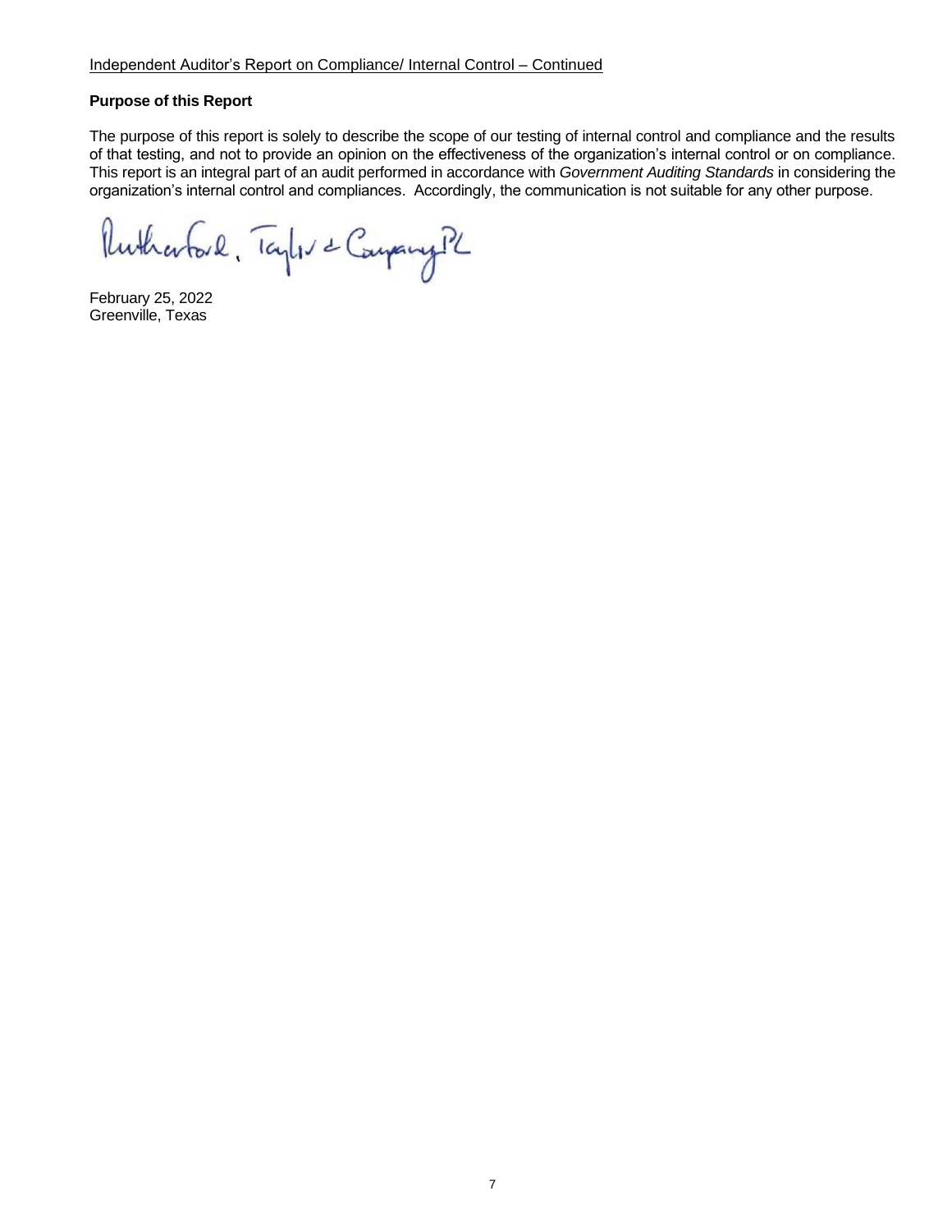Independent Auditor's Report on Compliance/ Internal Control – Continued

**Purpose of this Report**

The purpose of this report is solely to describe the scope of our testing of internal control and compliance and the results of that testing, and not to provide an opinion on the effectiveness of the organization's internal control or on compliance. This report is an integral part of an audit performed in accordance with *Government Auditing Standards* in considering the organization's internal control and compliances. Accordingly, the communication is not suitable for any other purpose.

Rutherford, Taylor & Company PC

February 25, 2022
Greenville, Texas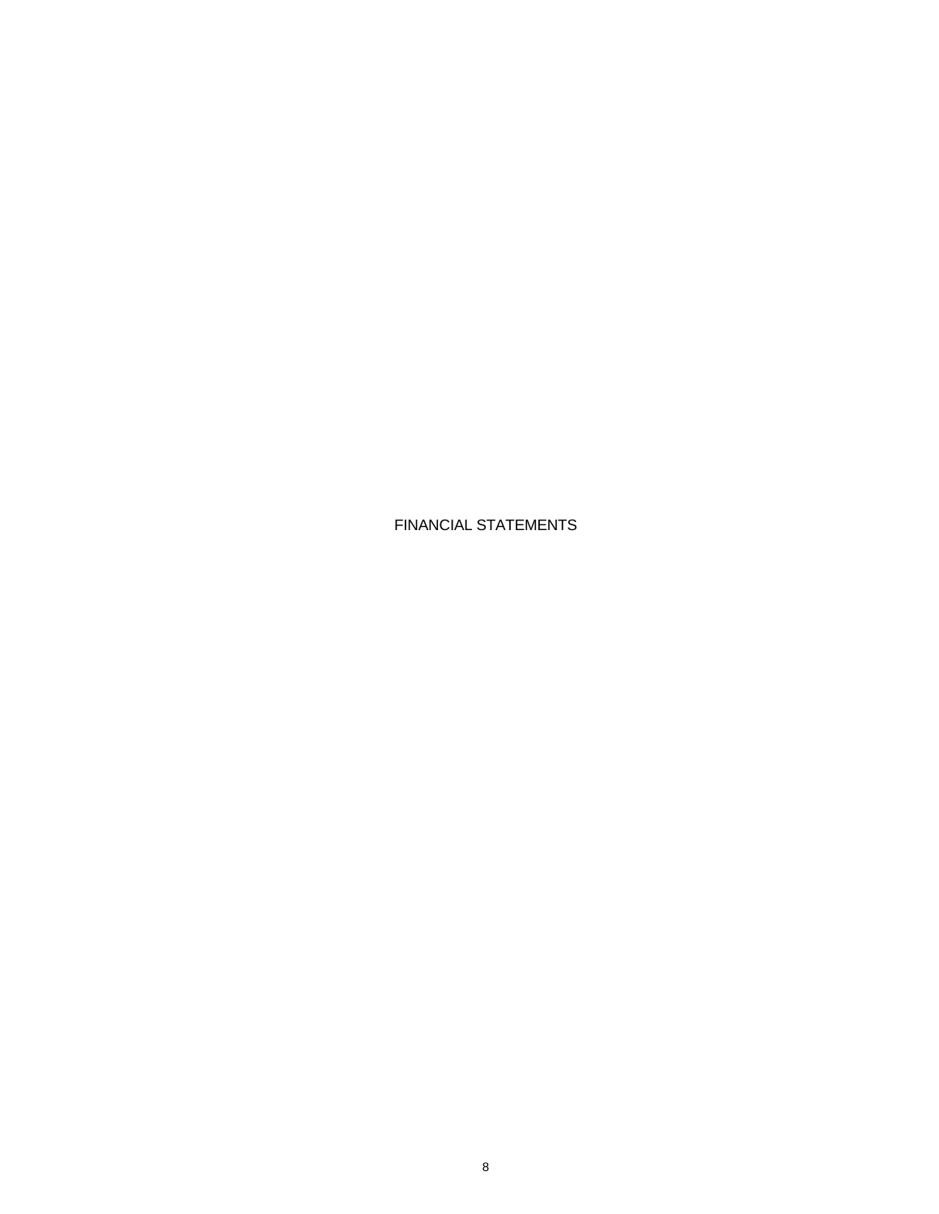# FINANCIAL STATEMENTS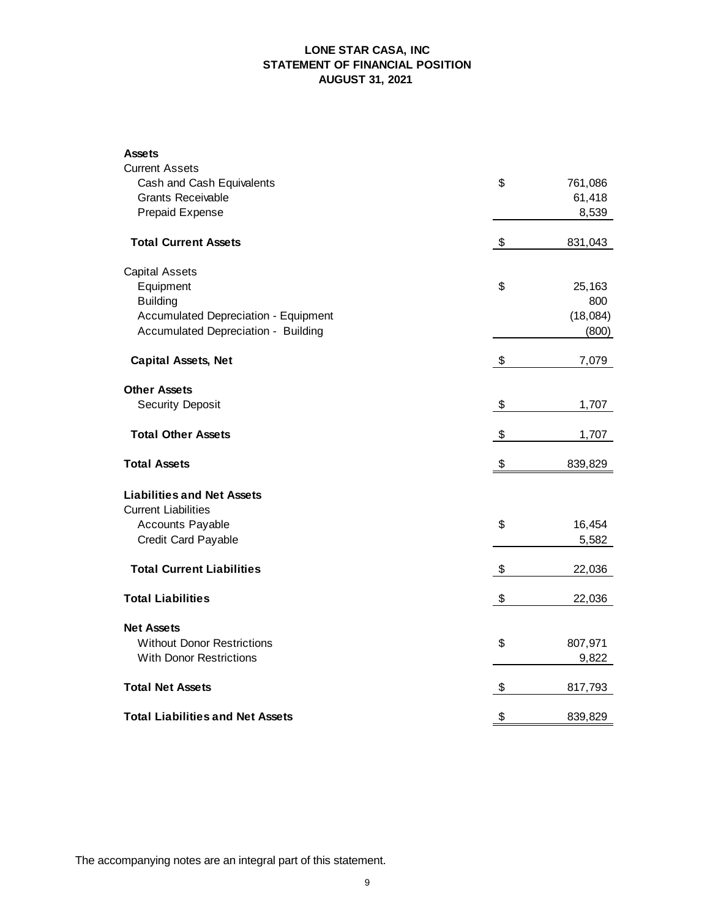# LONE STAR CASA, INC
## STATEMENT OF FINANCIAL POSITION
## AUGUST 31, 2021

| | | |
|---|---|---|
| **Assets** | | |
| Current Assets | | |
| Cash and Cash Equivalents | $ | 761,086 |
| Grants Receivable | | 61,418 |
| Prepaid Expense | | 8,539 |
| **Total Current Assets** | $ | 831,043 |
| Capital Assets | | |
| Equipment | $ | 25,163 |
| Building | | 800 |
| Accumulated Depreciation - Equipment | | (18,084) |
| Accumulated Depreciation - Building | | (800) |
| **Capital Assets, Net** | $ | 7,079 |
| **Other Assets** | | |
| Security Deposit | $ | 1,707 |
| **Total Other Assets** | $ | 1,707 |
| **Total Assets** | $ | 839,829 |
| **Liabilities and Net Assets** | | |
| Current Liabilities | | |
| Accounts Payable | $ | 16,454 |
| Credit Card Payable | | 5,582 |
| **Total Current Liabilities** | $ | 22,036 |
| **Total Liabilities** | $ | 22,036 |
| **Net Assets** | | |
| Without Donor Restrictions | $ | 807,971 |
| With Donor Restrictions | | 9,822 |
| **Total Net Assets** | $ | 817,793 |
| **Total Liabilities and Net Assets** | $ | 839,829 |

The accompanying notes are an integral part of this statement.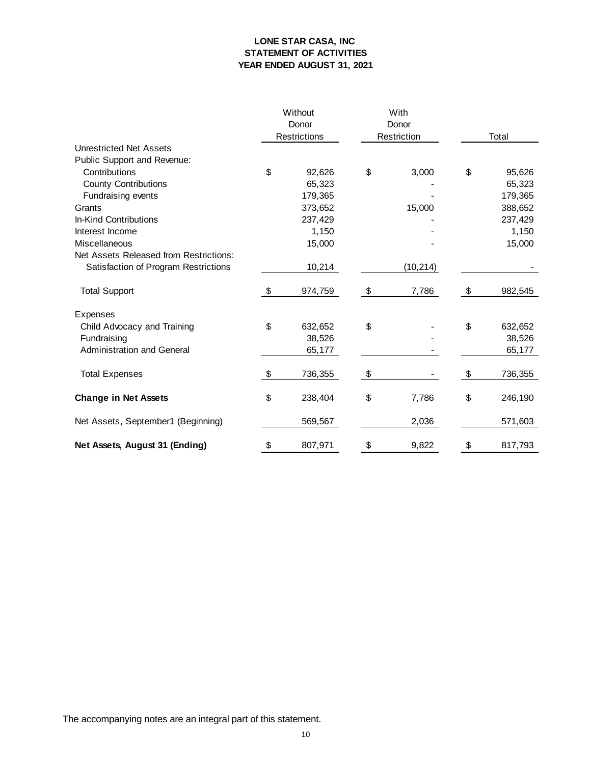**LONE STAR CASA, INC**
**STATEMENT OF ACTIVITIES**
**YEAR ENDED AUGUST 31, 2021**

| | Without Donor Restrictions | With Donor Restriction | Total |
|---|---|---|---|
| Unrestricted Net Assets | | | |
| Public Support and Revenue: | | | |
| Contributions | $ 92,626 | $ 3,000 | $ 95,626 |
| County Contributions | 65,323 | - | 65,323 |
| Fundraising events | 179,365 | - | 179,365 |
| Grants | 373,652 | 15,000 | 388,652 |
| In-Kind Contributions | 237,429 | - | 237,429 |
| Interest Income | 1,150 | - | 1,150 |
| Miscellaneous | 15,000 | - | 15,000 |
| Net Assets Released from Restrictions: | | | |
| Satisfaction of Program Restrictions | 10,214 | (10,214) | - |
| Total Support | $ 974,759 | $ 7,786 | $ 982,545 |
| Expenses | | | |
| Child Advocacy and Training | $ 632,652 | $ - | $ 632,652 |
| Fundraising | 38,526 | - | 38,526 |
| Administration and General | 65,177 | - | 65,177 |
| Total Expenses | $ 736,355 | $ - | $ 736,355 |
| **Change in Net Assets** | $ 238,404 | $ 7,786 | $ 246,190 |
| Net Assets, September1 (Beginning) | 569,567 | 2,036 | 571,603 |
| **Net Assets, August 31 (Ending)** | $ 807,971 | $ 9,822 | $ 817,793 |

The accompanying notes are an integral part of this statement.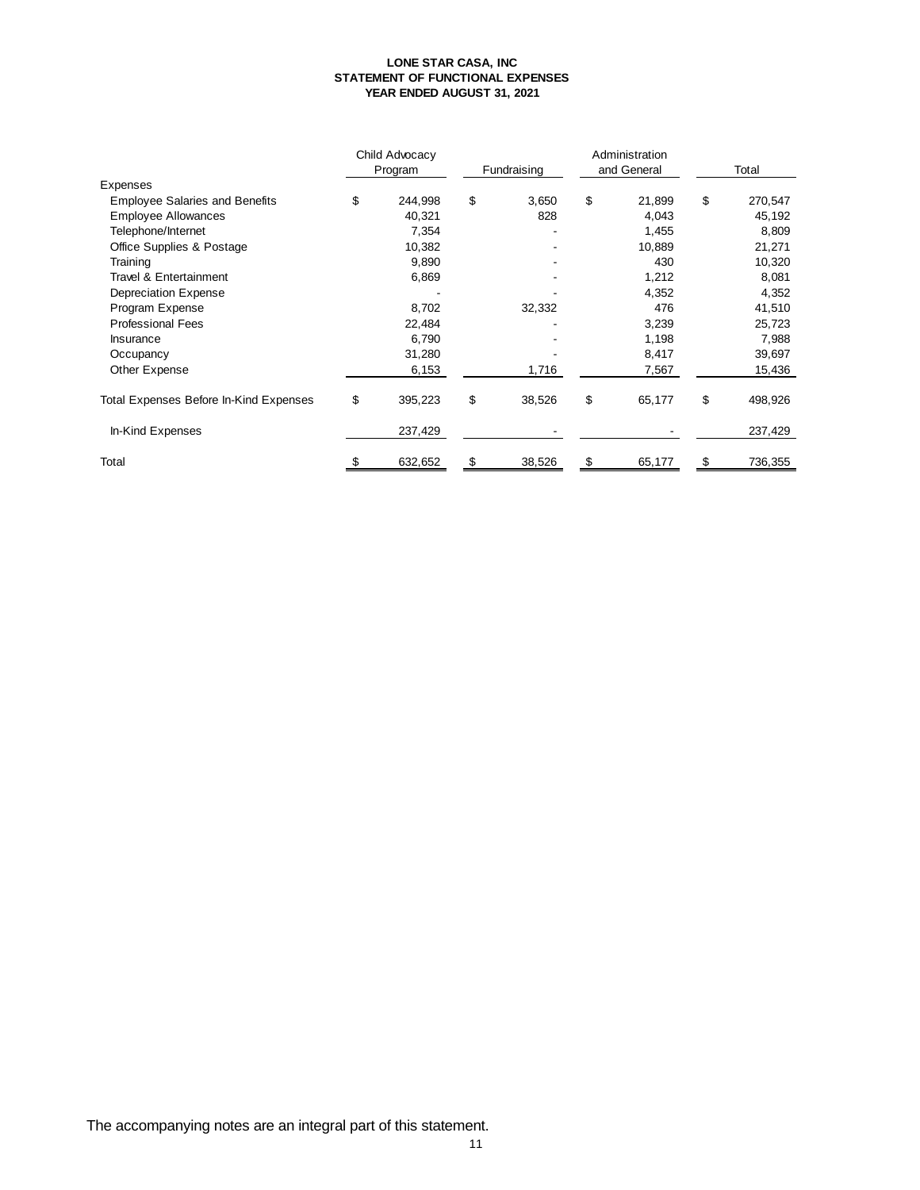**LONE STAR CASA, INC**
**STATEMENT OF FUNCTIONAL EXPENSES**
**YEAR ENDED AUGUST 31, 2021**

| | Child Advocacy Program | Fundraising | Administration and General | Total |
|---|---|---|---|---|
| Expenses | | | | |
| Employee Salaries and Benefits | $ 244,998 | $ 3,650 | $ 21,899 | $ 270,547 |
| Employee Allowances | 40,321 | 828 | 4,043 | 45,192 |
| Telephone/Internet | 7,354 | - | 1,455 | 8,809 |
| Office Supplies & Postage | 10,382 | - | 10,889 | 21,271 |
| Training | 9,890 | - | 430 | 10,320 |
| Travel & Entertainment | 6,869 | - | 1,212 | 8,081 |
| Depreciation Expense | - | - | 4,352 | 4,352 |
| Program Expense | 8,702 | 32,332 | 476 | 41,510 |
| Professional Fees | 22,484 | - | 3,239 | 25,723 |
| Insurance | 6,790 | - | 1,198 | 7,988 |
| Occupancy | 31,280 | - | 8,417 | 39,697 |
| Other Expense | 6,153 | 1,716 | 7,567 | 15,436 |
| Total Expenses Before In-Kind Expenses | $ 395,223 | $ 38,526 | $ 65,177 | $ 498,926 |
| In-Kind Expenses | 237,429 | - | - | 237,429 |
| Total | $ 632,652 | $ 38,526 | $ 65,177 | $ 736,355 |

The accompanying notes are an integral part of this statement.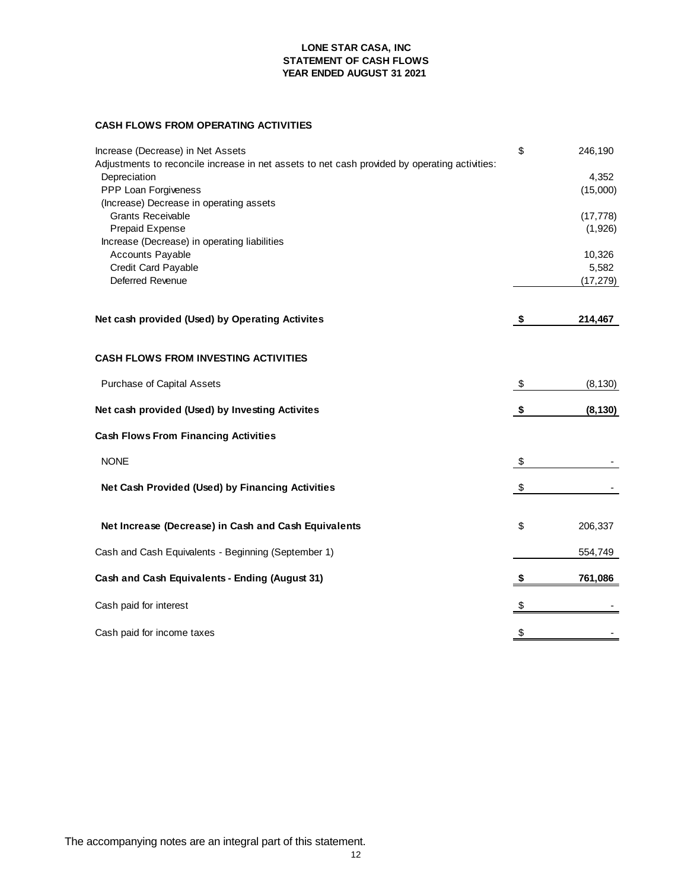# LONE STAR CASA, INC
## STATEMENT OF CASH FLOWS
### YEAR ENDED AUGUST 31 2021

**CASH FLOWS FROM OPERATING ACTIVITIES**

| | | |
|---|---|---|
| Increase (Decrease) in Net Assets | $ | 246,190 |
| Adjustments to reconcile increase in net assets to net cash provided by operating activities: | | |
| Depreciation | | 4,352 |
| PPP Loan Forgiveness | | (15,000) |
| (Increase) Decrease in operating assets | | |
| Grants Receivable | | (17,778) |
| Prepaid Expense | | (1,926) |
| Increase (Decrease) in operating liabilities | | |
| Accounts Payable | | 10,326 |
| Credit Card Payable | | 5,582 |
| Deferred Revenue | | (17,279) |
| **Net cash provided (Used) by Operating Activites** | **$** | **214,467** |
| **CASH FLOWS FROM INVESTING ACTIVITIES** | | |
| Purchase of Capital Assets | $ | (8,130) |
| **Net cash provided (Used) by Investing Activites** | **$** | **(8,130)** |
| **Cash Flows From Financing Activities** | | |
| NONE | $ | - |
| **Net Cash Provided (Used) by Financing Activities** | $ | - |
| **Net Increase (Decrease) in Cash and Cash Equivalents** | $ | 206,337 |
| Cash and Cash Equivalents - Beginning (September 1) | | 554,749 |
| **Cash and Cash Equivalents - Ending (August 31)** | **$** | **761,086** |
| Cash paid for interest | $ | - |
| Cash paid for income taxes | $ | - |

The accompanying notes are an integral part of this statement.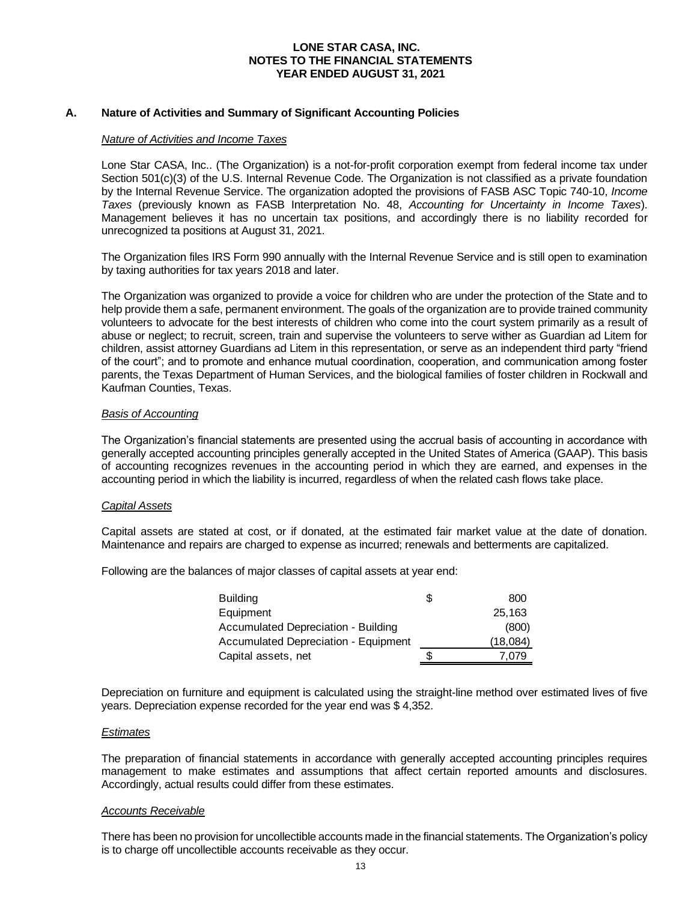**LONE STAR CASA, INC.**
**NOTES TO THE FINANCIAL STATEMENTS**
**YEAR ENDED AUGUST 31, 2021**

## A. Nature of Activities and Summary of Significant Accounting Policies

### *Nature of Activities and Income Taxes*

Lone Star CASA, Inc.. (The Organization) is a not-for-profit corporation exempt from federal income tax under Section 501(c)(3) of the U.S. Internal Revenue Code. The Organization is not classified as a private foundation by the Internal Revenue Service. The organization adopted the provisions of FASB ASC Topic 740-10, *Income Taxes* (previously known as FASB Interpretation No. 48, *Accounting for Uncertainty in Income Taxes*). Management believes it has no uncertain tax positions, and accordingly there is no liability recorded for unrecognized ta positions at August 31, 2021.

The Organization files IRS Form 990 annually with the Internal Revenue Service and is still open to examination by taxing authorities for tax years 2018 and later.

The Organization was organized to provide a voice for children who are under the protection of the State and to help provide them a safe, permanent environment. The goals of the organization are to provide trained community volunteers to advocate for the best interests of children who come into the court system primarily as a result of abuse or neglect; to recruit, screen, train and supervise the volunteers to serve wither as Guardian ad Litem for children, assist attorney Guardians ad Litem in this representation, or serve as an independent third party "friend of the court"; and to promote and enhance mutual coordination, cooperation, and communication among foster parents, the Texas Department of Human Services, and the biological families of foster children in Rockwall and Kaufman Counties, Texas.

### *Basis of Accounting*

The Organization's financial statements are presented using the accrual basis of accounting in accordance with generally accepted accounting principles generally accepted in the United States of America (GAAP). This basis of accounting recognizes revenues in the accounting period in which they are earned, and expenses in the accounting period in which the liability is incurred, regardless of when the related cash flows take place.

### *Capital Assets*

Capital assets are stated at cost, or if donated, at the estimated fair market value at the date of donation. Maintenance and repairs are charged to expense as incurred; renewals and betterments are capitalized.

Following are the balances of major classes of capital assets at year end:

| | | |
|---|---|---|
| Building | $ | 800 |
| Equipment | | 25,163 |
| Accumulated Depreciation - Building | | (800) |
| Accumulated Depreciation - Equipment | | (18,084) |
| Capital assets, net | $ | 7,079 |

Depreciation on furniture and equipment is calculated using the straight-line method over estimated lives of five years. Depreciation expense recorded for the year end was $ 4,352.

### *Estimates*

The preparation of financial statements in accordance with generally accepted accounting principles requires management to make estimates and assumptions that affect certain reported amounts and disclosures. Accordingly, actual results could differ from these estimates.

### *Accounts Receivable*

There has been no provision for uncollectible accounts made in the financial statements. The Organization's policy is to charge off uncollectible accounts receivable as they occur.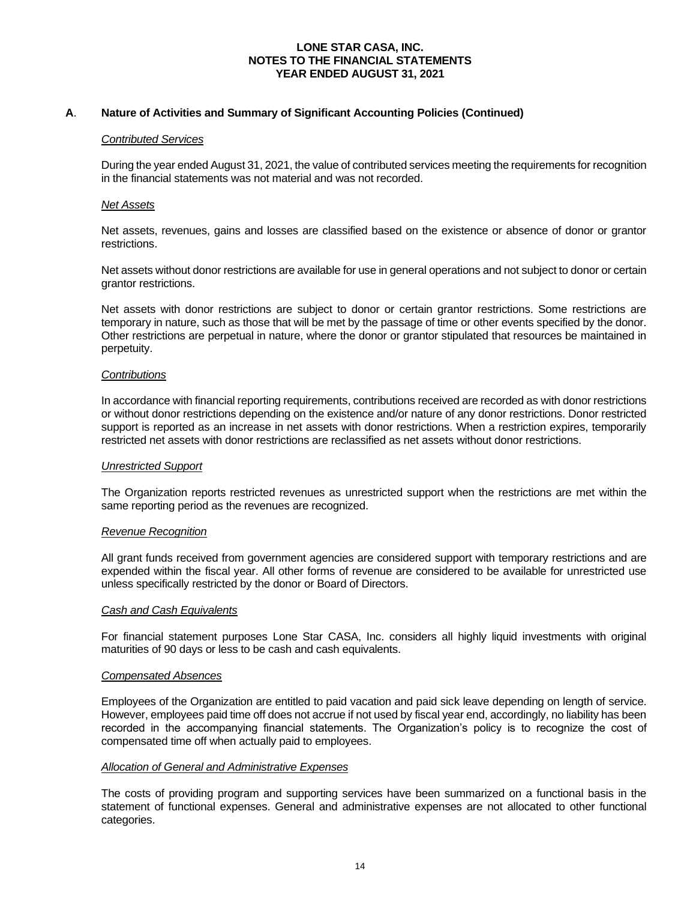# LONE STAR CASA, INC.
## NOTES TO THE FINANCIAL STATEMENTS
## YEAR ENDED AUGUST 31, 2021

### A. Nature of Activities and Summary of Significant Accounting Policies (Continued)

*Contributed Services*

During the year ended August 31, 2021, the value of contributed services meeting the requirements for recognition in the financial statements was not material and was not recorded.

*Net Assets*

Net assets, revenues, gains and losses are classified based on the existence or absence of donor or grantor restrictions.

Net assets without donor restrictions are available for use in general operations and not subject to donor or certain grantor restrictions.

Net assets with donor restrictions are subject to donor or certain grantor restrictions. Some restrictions are temporary in nature, such as those that will be met by the passage of time or other events specified by the donor. Other restrictions are perpetual in nature, where the donor or grantor stipulated that resources be maintained in perpetuity.

*Contributions*

In accordance with financial reporting requirements, contributions received are recorded as with donor restrictions or without donor restrictions depending on the existence and/or nature of any donor restrictions. Donor restricted support is reported as an increase in net assets with donor restrictions. When a restriction expires, temporarily restricted net assets with donor restrictions are reclassified as net assets without donor restrictions.

*Unrestricted Support*

The Organization reports restricted revenues as unrestricted support when the restrictions are met within the same reporting period as the revenues are recognized.

*Revenue Recognition*

All grant funds received from government agencies are considered support with temporary restrictions and are expended within the fiscal year. All other forms of revenue are considered to be available for unrestricted use unless specifically restricted by the donor or Board of Directors.

*Cash and Cash Equivalents*

For financial statement purposes Lone Star CASA, Inc. considers all highly liquid investments with original maturities of 90 days or less to be cash and cash equivalents.

*Compensated Absences*

Employees of the Organization are entitled to paid vacation and paid sick leave depending on length of service. However, employees paid time off does not accrue if not used by fiscal year end, accordingly, no liability has been recorded in the accompanying financial statements. The Organization's policy is to recognize the cost of compensated time off when actually paid to employees.

*Allocation of General and Administrative Expenses*

The costs of providing program and supporting services have been summarized on a functional basis in the statement of functional expenses. General and administrative expenses are not allocated to other functional categories.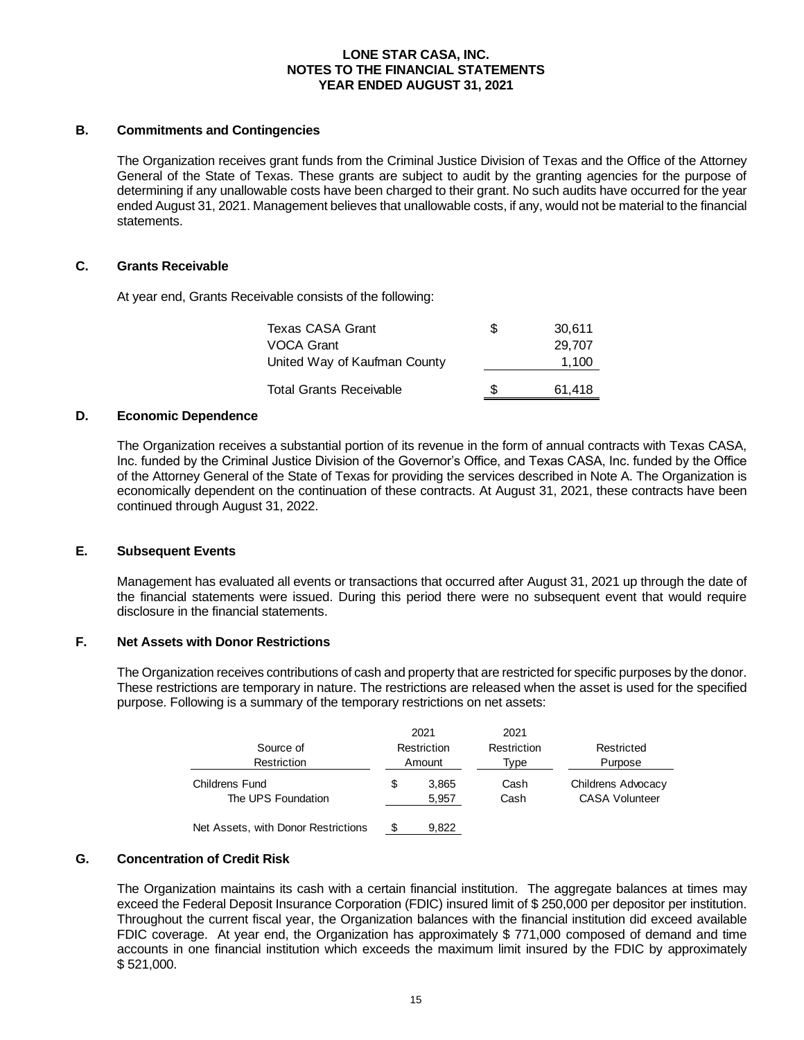**LONE STAR CASA, INC.**
**NOTES TO THE FINANCIAL STATEMENTS**
**YEAR ENDED AUGUST 31, 2021**

### B. Commitments and Contingencies

The Organization receives grant funds from the Criminal Justice Division of Texas and the Office of the Attorney General of the State of Texas. These grants are subject to audit by the granting agencies for the purpose of determining if any unallowable costs have been charged to their grant. No such audits have occurred for the year ended August 31, 2021. Management believes that unallowable costs, if any, would not be material to the financial statements.

### C. Grants Receivable

At year end, Grants Receivable consists of the following:

| | | |
|---|---|---|
| Texas CASA Grant | $ | 30,611 |
| VOCA Grant | | 29,707 |
| United Way of Kaufman County | | 1,100 |
| Total Grants Receivable | $ | 61,418 |

### D. Economic Dependence

The Organization receives a substantial portion of its revenue in the form of annual contracts with Texas CASA, Inc. funded by the Criminal Justice Division of the Governor's Office, and Texas CASA, Inc. funded by the Office of the Attorney General of the State of Texas for providing the services described in Note A. The Organization is economically dependent on the continuation of these contracts. At August 31, 2021, these contracts have been continued through August 31, 2022.

### E. Subsequent Events

Management has evaluated all events or transactions that occurred after August 31, 2021 up through the date of the financial statements were issued. During this period there were no subsequent event that would require disclosure in the financial statements.

### F. Net Assets with Donor Restrictions

The Organization receives contributions of cash and property that are restricted for specific purposes by the donor. These restrictions are temporary in nature. The restrictions are released when the asset is used for the specified purpose. Following is a summary of the temporary restrictions on net assets:

| Source of Restriction | 2021 Restriction Amount | | 2021 Restriction Type | Restricted Purpose |
|---|---|---|---|---|
| Childrens Fund | $ | 3,865 | Cash | Childrens Advocacy |
| The UPS Foundation | | 5,957 | Cash | CASA Volunteer |
| Net Assets, with Donor Restrictions | $ | 9,822 | | |

### G. Concentration of Credit Risk

The Organization maintains its cash with a certain financial institution. The aggregate balances at times may exceed the Federal Deposit Insurance Corporation (FDIC) insured limit of $ 250,000 per depositor per institution. Throughout the current fiscal year, the Organization balances with the financial institution did exceed available FDIC coverage. At year end, the Organization has approximately $ 771,000 composed of demand and time accounts in one financial institution which exceeds the maximum limit insured by the FDIC by approximately $ 521,000.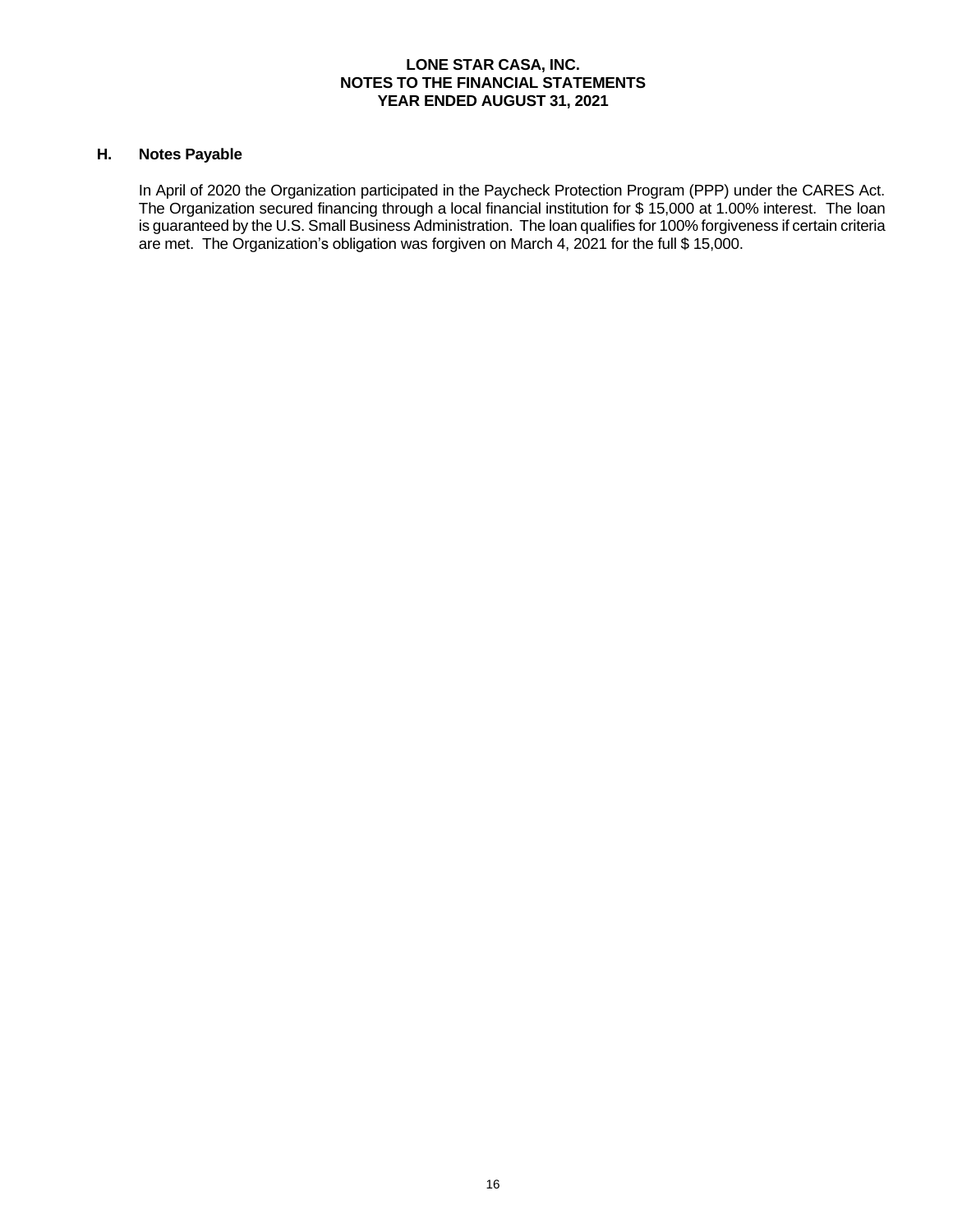## H. Notes Payable

In April of 2020 the Organization participated in the Paycheck Protection Program (PPP) under the CARES Act. The Organization secured financing through a local financial institution for $ 15,000 at 1.00% interest. The loan is guaranteed by the U.S. Small Business Administration. The loan qualifies for 100% forgiveness if certain criteria are met. The Organization's obligation was forgiven on March 4, 2021 for the full $ 15,000.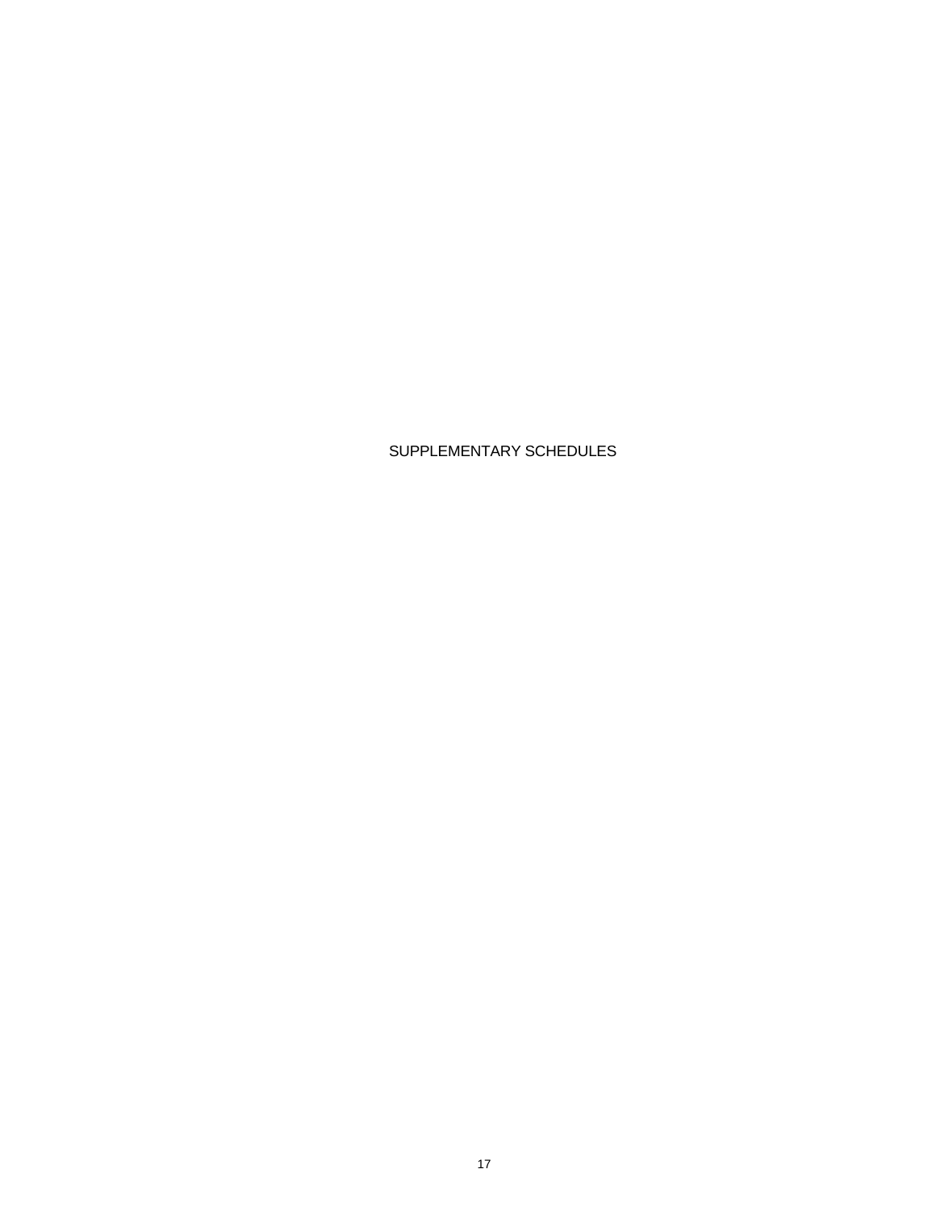# SUPPLEMENTARY SCHEDULES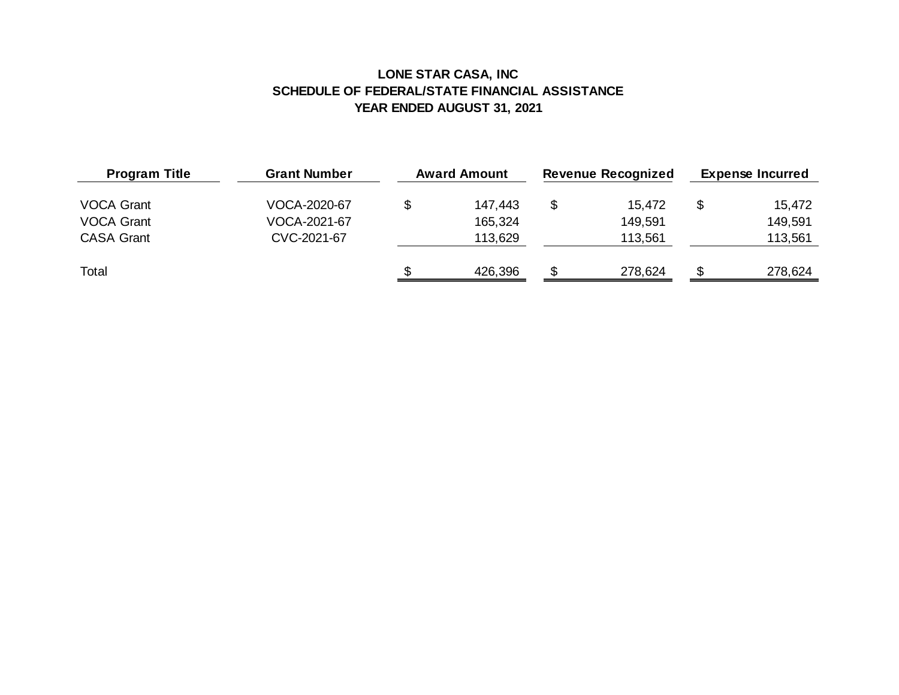**LONE STAR CASA, INC**
**SCHEDULE OF FEDERAL/STATE FINANCIAL ASSISTANCE**
**YEAR ENDED AUGUST 31, 2021**

| Program Title | Grant Number | Award Amount | Revenue Recognized | Expense Incurred |
|---|---|---|---|---|
| VOCA Grant | VOCA-2020-67 | $ 147,443 | $ 15,472 | $ 15,472 |
| VOCA Grant | VOCA-2021-67 | 165,324 | 149,591 | 149,591 |
| CASA Grant | CVC-2021-67 | 113,629 | 113,561 | 113,561 |
| Total | | $ 426,396 | $ 278,624 | $ 278,624 |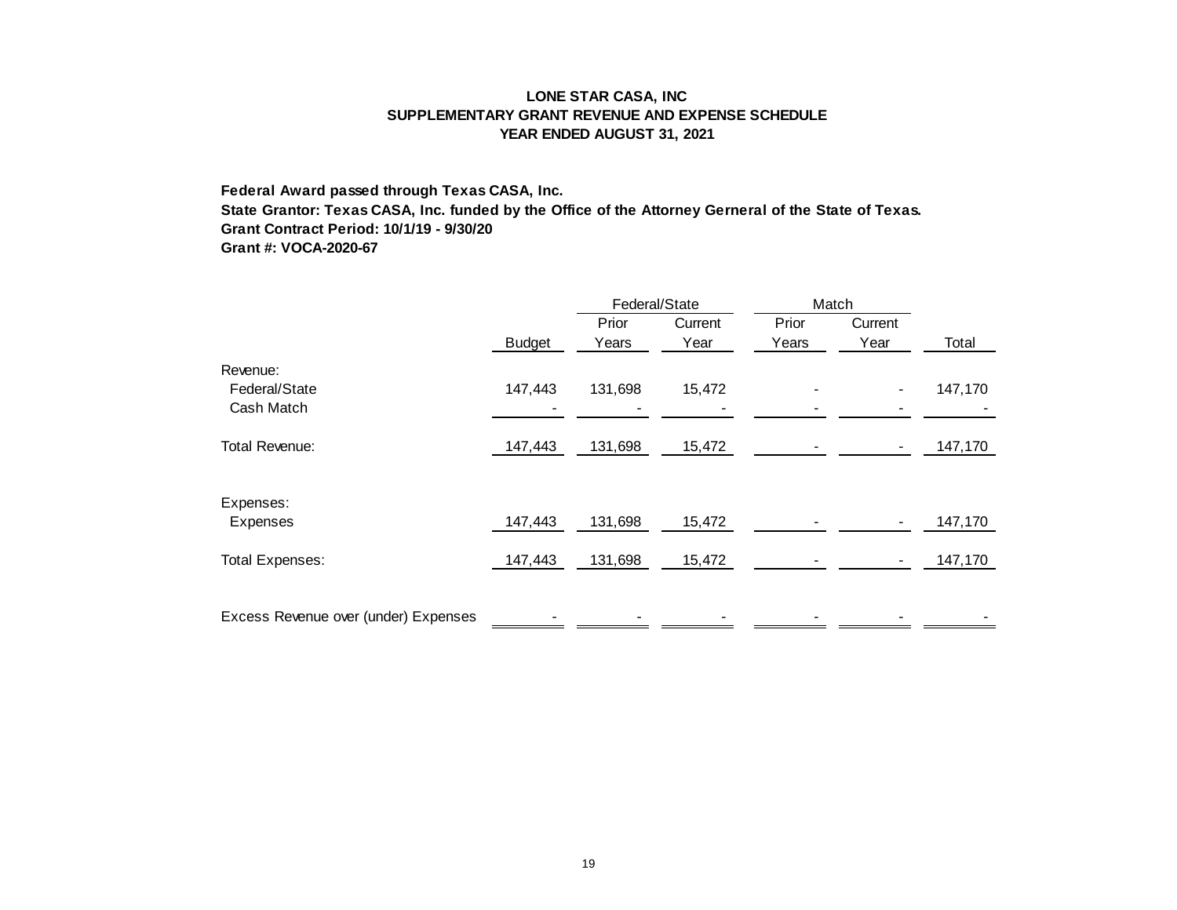**LONE STAR CASA, INC**
**SUPPLEMENTARY GRANT REVENUE AND EXPENSE SCHEDULE**
**YEAR ENDED AUGUST 31, 2021**

**Federal Award passed through Texas CASA, Inc.**
**State Grantor: Texas CASA, Inc. funded by the Office of the Attorney Gerneral of the State of Texas.**
**Grant Contract Period: 10/1/19 - 9/30/20**
**Grant #: VOCA-2020-67**

| | | Federal/State | | Match | | |
|---|---|---|---|---|---|---|
| | Budget | Prior Years | Current Year | Prior Years | Current Year | Total |
| Revenue: | | | | | | |
| Federal/State | 147,443 | 131,698 | 15,472 | - | - | 147,170 |
| Cash Match | - | - | - | - | - | - |
| Total Revenue: | 147,443 | 131,698 | 15,472 | - | - | 147,170 |
| Expenses: | | | | | | |
| Expenses | 147,443 | 131,698 | 15,472 | - | - | 147,170 |
| Total Expenses: | 147,443 | 131,698 | 15,472 | - | - | 147,170 |
| Excess Revenue over (under) Expenses | - | - | - | - | - | - |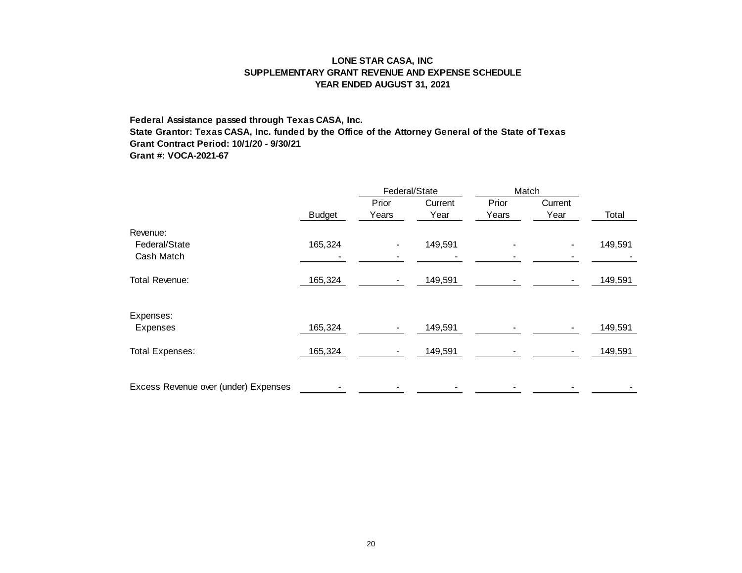# LONE STAR CASA, INC
## SUPPLEMENTARY GRANT REVENUE AND EXPENSE SCHEDULE
## YEAR ENDED AUGUST 31, 2021

**Federal Assistance passed through Texas CASA, Inc.**
**State Grantor: Texas CASA, Inc. funded by the Office of the Attorney General of the State of Texas**
**Grant Contract Period: 10/1/20 - 9/30/21**
**Grant #: VOCA-2021-67**

| | | Federal/State | | Match | | |
|---|---|---|---|---|---|---|
| | Budget | Prior Years | Current Year | Prior Years | Current Year | Total |
| Revenue: | | | | | | |
| Federal/State | 165,324 | - | 149,591 | - | - | 149,591 |
| Cash Match | - | - | - | - | - | - |
| Total Revenue: | 165,324 | - | 149,591 | - | - | 149,591 |
| Expenses: | | | | | | |
| Expenses | 165,324 | - | 149,591 | - | - | 149,591 |
| Total Expenses: | 165,324 | - | 149,591 | - | - | 149,591 |
| Excess Revenue over (under) Expenses | - | - | - | - | - | - |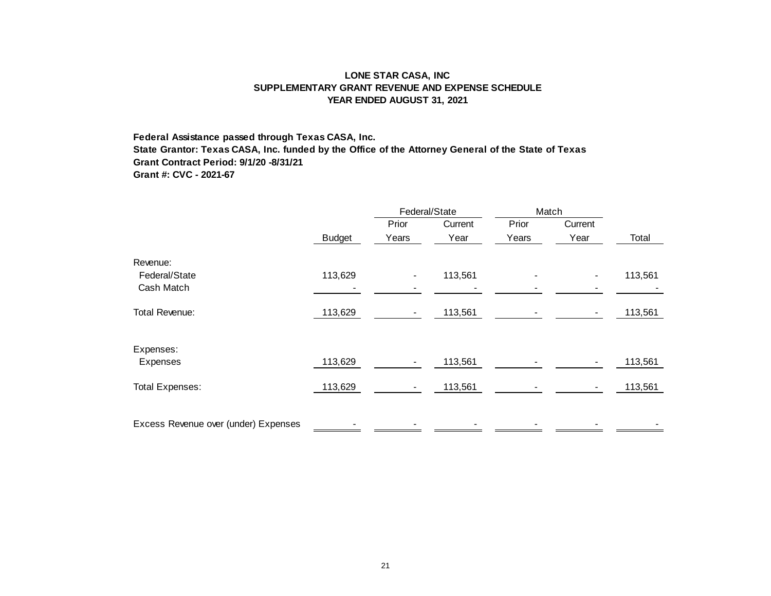# LONE STAR CASA, INC
## SUPPLEMENTARY GRANT REVENUE AND EXPENSE SCHEDULE
## YEAR ENDED AUGUST 31, 2021

**Federal Assistance passed through Texas CASA, Inc.**
**State Grantor: Texas CASA, Inc. funded by the Office of the Attorney General of the State of Texas**
**Grant Contract Period: 9/1/20 -8/31/21**
**Grant #: CVC - 2021-67**

| | | Federal/State | | Match | | |
|---|---|---|---|---|---|---|
| | Budget | Prior Years | Current Year | Prior Years | Current Year | Total |
| Revenue: | | | | | | |
| Federal/State | 113,629 | - | 113,561 | - | - | 113,561 |
| Cash Match | - | - | - | - | - | - |
| Total Revenue: | 113,629 | - | 113,561 | - | - | 113,561 |
| Expenses: | | | | | | |
| Expenses | 113,629 | - | 113,561 | - | - | 113,561 |
| Total Expenses: | 113,629 | - | 113,561 | - | - | 113,561 |
| Excess Revenue over (under) Expenses | - | - | - | - | - | - |